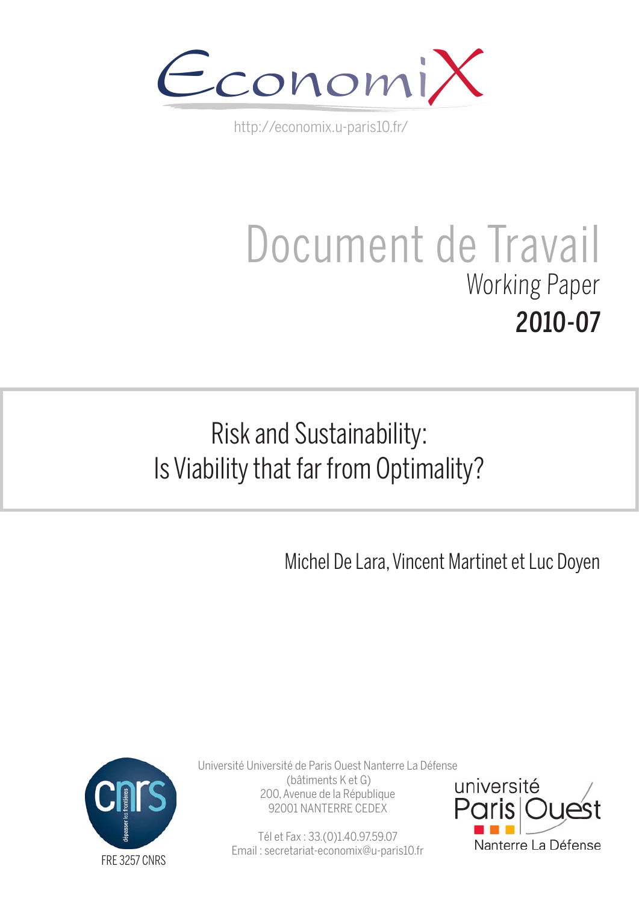EconomiX

http://economix.u-paris10.fr/

# Document de Travail

Working Paper

**2010-07**

## Risk and Sustainability: Is Viability that far from Optimality?

Michel De Lara, Vincent Martinet et Luc Doyen

FRE 3257 CNRS

Université Université de Paris Ouest Nanterre La Défense
(bâtiments K et G)
200, Avenue de la République
92001 NANTERRE CEDEX

Tél et Fax : 33.(0)1.40.97.59.07
Email : secretariat-economix@u-paris10.fr

université Paris Ouest Nanterre La Défense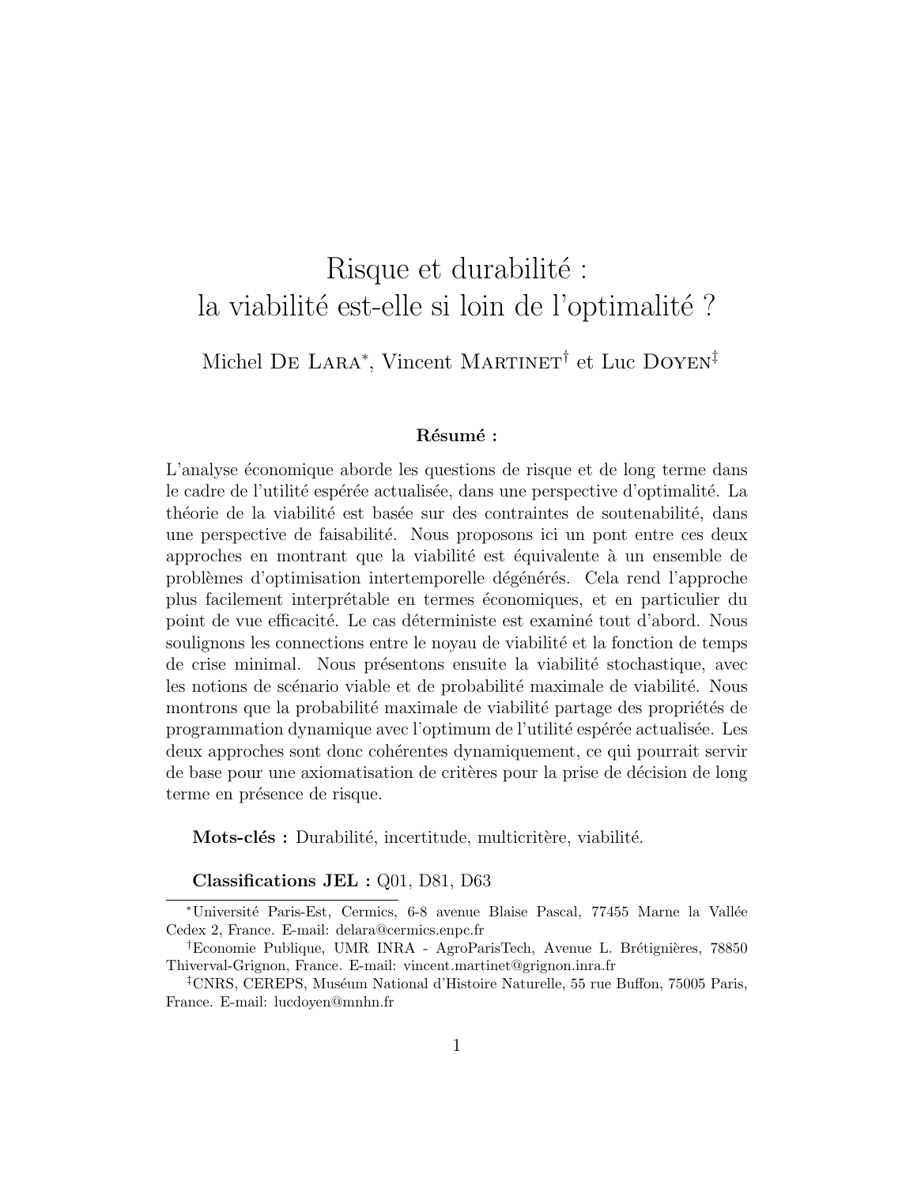# Risque et durabilité : la viabilité est-elle si loin de l'optimalité ?

Michel De Lara*, Vincent Martinet† et Luc Doyen‡

**Résumé :**

L'analyse économique aborde les questions de risque et de long terme dans le cadre de l'utilité espérée actualisée, dans une perspective d'optimalité. La théorie de la viabilité est basée sur des contraintes de soutenabilité, dans une perspective de faisabilité. Nous proposons ici un pont entre ces deux approches en montrant que la viabilité est équivalente à un ensemble de problèmes d'optimisation intertemporelle dégénérés. Cela rend l'approche plus facilement interprétable en termes économiques, et en particulier du point de vue efficacité. Le cas déterministe est examiné tout d'abord. Nous soulignons les connections entre le noyau de viabilité et la fonction de temps de crise minimal. Nous présentons ensuite la viabilité stochastique, avec les notions de scénario viable et de probabilité maximale de viabilité. Nous montrons que la probabilité maximale de viabilité partage des propriétés de programmation dynamique avec l'optimum de l'utilité espérée actualisée. Les deux approches sont donc cohérentes dynamiquement, ce qui pourrait servir de base pour une axiomatisation de critères pour la prise de décision de long terme en présence de risque.

**Mots-clés :** Durabilité, incertitude, multicritère, viabilité.

**Classifications JEL :** Q01, D81, D63

---

*Université Paris-Est, Cermics, 6-8 avenue Blaise Pascal, 77455 Marne la Vallée Cedex 2, France. E-mail: delara@cermics.enpc.fr

†Economie Publique, UMR INRA - AgroParisTech, Avenue L. Brétignières, 78850 Thiverval-Grignon, France. E-mail: vincent.martinet@grignon.inra.fr

‡CNRS, CEREPS, Muséum National d'Histoire Naturelle, 55 rue Buffon, 75005 Paris, France. E-mail: lucdoyen@mnhn.fr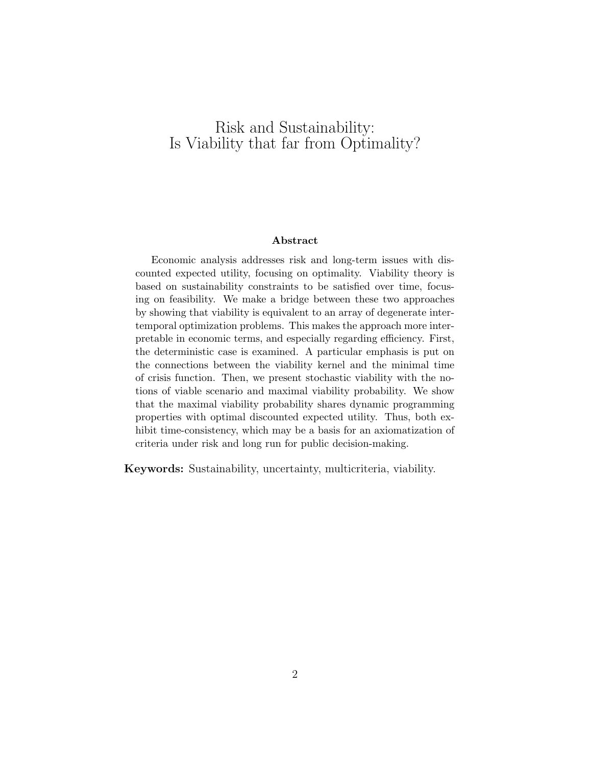# Risk and Sustainability: Is Viability that far from Optimality?

**Abstract**

Economic analysis addresses risk and long-term issues with discounted expected utility, focusing on optimality. Viability theory is based on sustainability constraints to be satisfied over time, focusing on feasibility. We make a bridge between these two approaches by showing that viability is equivalent to an array of degenerate intertemporal optimization problems. This makes the approach more interpretable in economic terms, and especially regarding efficiency. First, the deterministic case is examined. A particular emphasis is put on the connections between the viability kernel and the minimal time of crisis function. Then, we present stochastic viability with the notions of viable scenario and maximal viability probability. We show that the maximal viability probability shares dynamic programming properties with optimal discounted expected utility. Thus, both exhibit time-consistency, which may be a basis for an axiomatization of criteria under risk and long run for public decision-making.

**Keywords:** Sustainability, uncertainty, multicriteria, viability.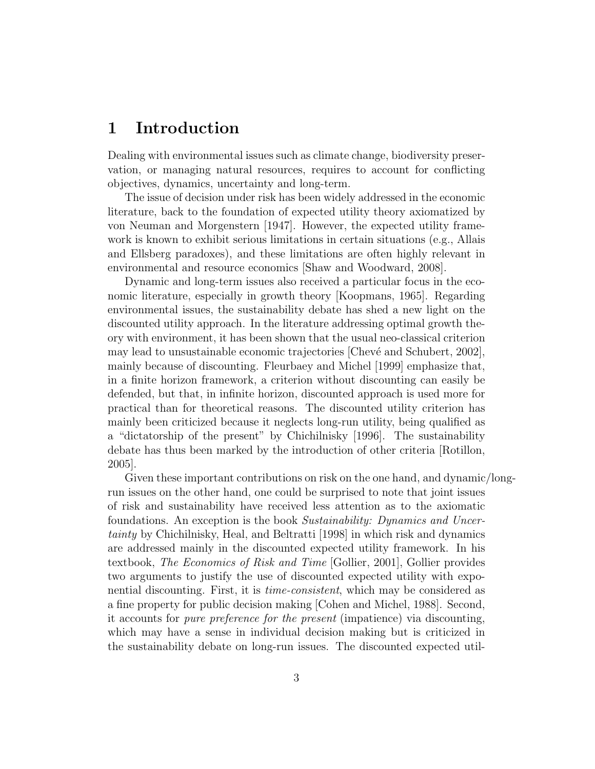# 1 Introduction

Dealing with environmental issues such as climate change, biodiversity preservation, or managing natural resources, requires to account for conflicting objectives, dynamics, uncertainty and long-term.

The issue of decision under risk has been widely addressed in the economic literature, back to the foundation of expected utility theory axiomatized by von Neuman and Morgenstern [1947]. However, the expected utility framework is known to exhibit serious limitations in certain situations (e.g., Allais and Ellsberg paradoxes), and these limitations are often highly relevant in environmental and resource economics [Shaw and Woodward, 2008].

Dynamic and long-term issues also received a particular focus in the economic literature, especially in growth theory [Koopmans, 1965]. Regarding environmental issues, the sustainability debate has shed a new light on the discounted utility approach. In the literature addressing optimal growth theory with environment, it has been shown that the usual neo-classical criterion may lead to unsustainable economic trajectories [Chevé and Schubert, 2002], mainly because of discounting. Fleurbaey and Michel [1999] emphasize that, in a finite horizon framework, a criterion without discounting can easily be defended, but that, in infinite horizon, discounted approach is used more for practical than for theoretical reasons. The discounted utility criterion has mainly been criticized because it neglects long-run utility, being qualified as a "dictatorship of the present" by Chichilnisky [1996]. The sustainability debate has thus been marked by the introduction of other criteria [Rotillon, 2005].

Given these important contributions on risk on the one hand, and dynamic/long-run issues on the other hand, one could be surprised to note that joint issues of risk and sustainability have received less attention as to the axiomatic foundations. An exception is the book *Sustainability: Dynamics and Uncertainty* by Chichilnisky, Heal, and Beltratti [1998] in which risk and dynamics are addressed mainly in the discounted expected utility framework. In his textbook, *The Economics of Risk and Time* [Gollier, 2001], Gollier provides two arguments to justify the use of discounted expected utility with exponential discounting. First, it is *time-consistent*, which may be considered as a fine property for public decision making [Cohen and Michel, 1988]. Second, it accounts for *pure preference for the present* (impatience) via discounting, which may have a sense in individual decision making but is criticized in the sustainability debate on long-run issues. The discounted expected util-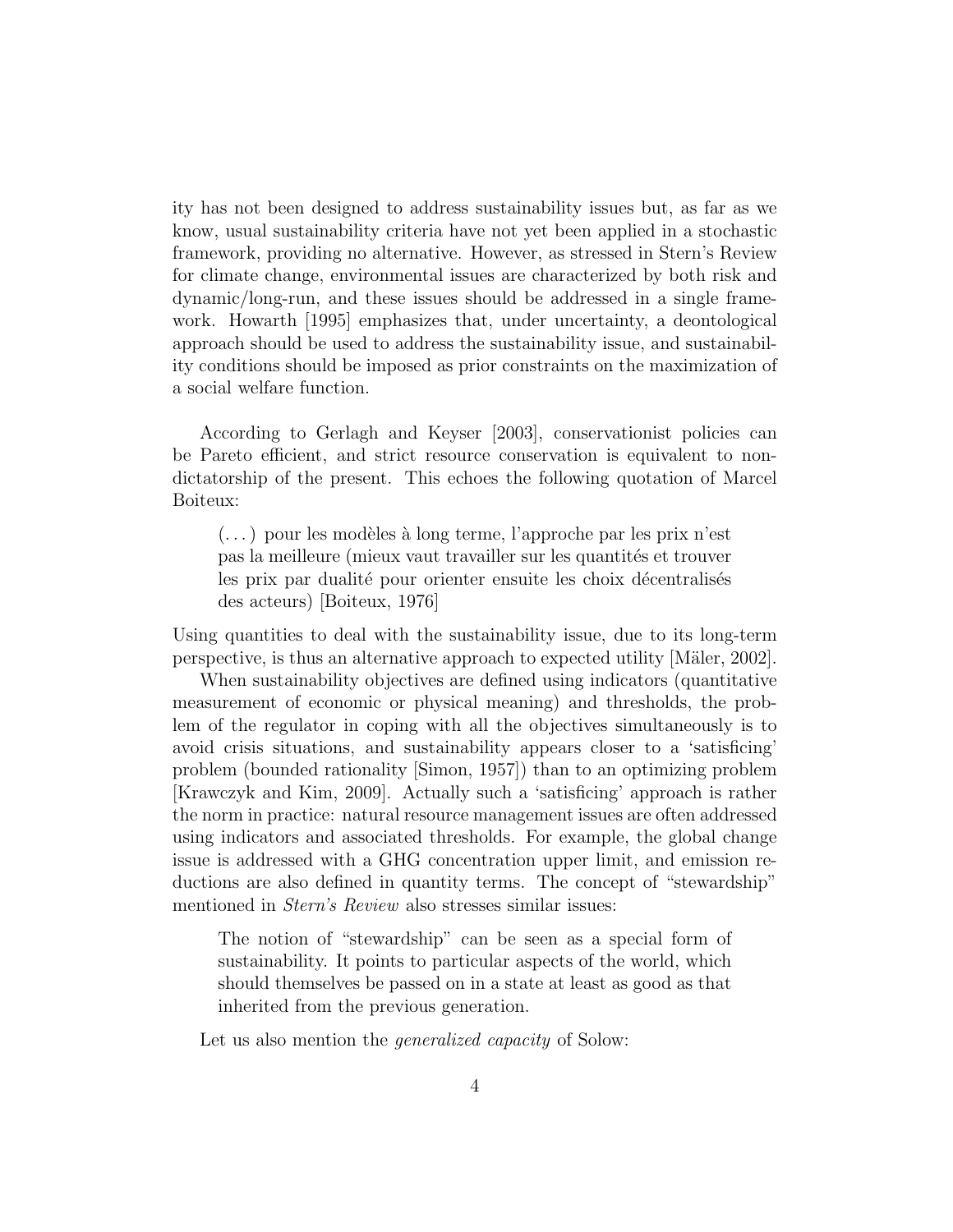ity has not been designed to address sustainability issues but, as far as we know, usual sustainability criteria have not yet been applied in a stochastic framework, providing no alternative. However, as stressed in Stern's Review for climate change, environmental issues are characterized by both risk and dynamic/long-run, and these issues should be addressed in a single framework. Howarth [1995] emphasizes that, under uncertainty, a deontological approach should be used to address the sustainability issue, and sustainability conditions should be imposed as prior constraints on the maximization of a social welfare function.

According to Gerlagh and Keyser [2003], conservationist policies can be Pareto efficient, and strict resource conservation is equivalent to non-dictatorship of the present. This echoes the following quotation of Marcel Boiteux:

> (...) pour les modèles à long terme, l'approche par les prix n'est pas la meilleure (mieux vaut travailler sur les quantités et trouver les prix par dualité pour orienter ensuite les choix décentralisés des acteurs) [Boiteux, 1976]

Using quantities to deal with the sustainability issue, due to its long-term perspective, is thus an alternative approach to expected utility [Mäler, 2002].

When sustainability objectives are defined using indicators (quantitative measurement of economic or physical meaning) and thresholds, the problem of the regulator in coping with all the objectives simultaneously is to avoid crisis situations, and sustainability appears closer to a 'satisficing' problem (bounded rationality [Simon, 1957]) than to an optimizing problem [Krawczyk and Kim, 2009]. Actually such a 'satisficing' approach is rather the norm in practice: natural resource management issues are often addressed using indicators and associated thresholds. For example, the global change issue is addressed with a GHG concentration upper limit, and emission reductions are also defined in quantity terms. The concept of "stewardship" mentioned in *Stern's Review* also stresses similar issues:

> The notion of "stewardship" can be seen as a special form of sustainability. It points to particular aspects of the world, which should themselves be passed on in a state at least as good as that inherited from the previous generation.

Let us also mention the *generalized capacity* of Solow: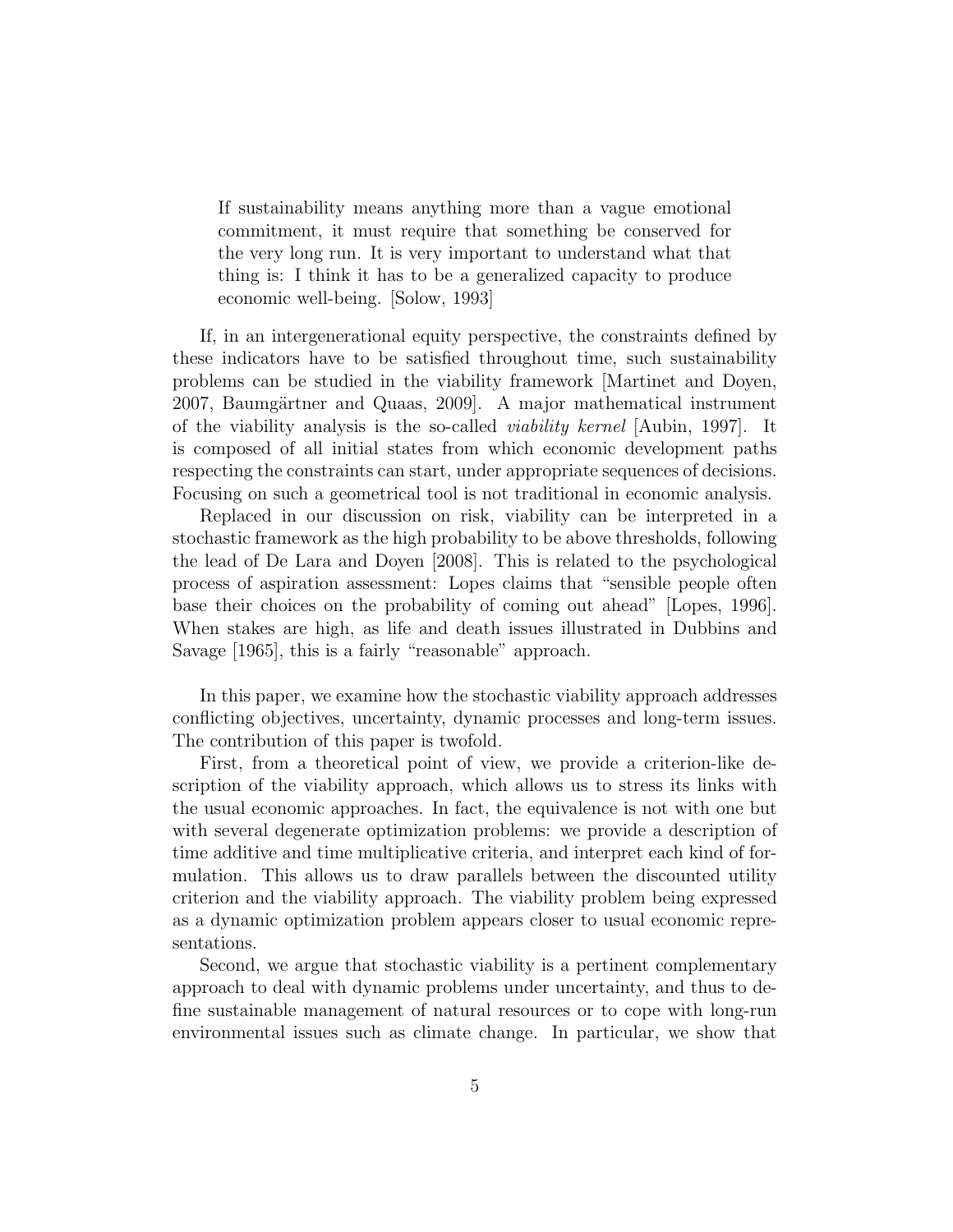> If sustainability means anything more than a vague emotional commitment, it must require that something be conserved for the very long run. It is very important to understand what that thing is: I think it has to be a generalized capacity to produce economic well-being. [Solow, 1993]

If, in an intergenerational equity perspective, the constraints defined by these indicators have to be satisfied throughout time, such sustainability problems can be studied in the viability framework [Martinet and Doyen, 2007, Baumgärtner and Quaas, 2009]. A major mathematical instrument of the viability analysis is the so-called *viability kernel* [Aubin, 1997]. It is composed of all initial states from which economic development paths respecting the constraints can start, under appropriate sequences of decisions. Focusing on such a geometrical tool is not traditional in economic analysis.

Replaced in our discussion on risk, viability can be interpreted in a stochastic framework as the high probability to be above thresholds, following the lead of De Lara and Doyen [2008]. This is related to the psychological process of aspiration assessment: Lopes claims that "sensible people often base their choices on the probability of coming out ahead" [Lopes, 1996]. When stakes are high, as life and death issues illustrated in Dubbins and Savage [1965], this is a fairly "reasonable" approach.

In this paper, we examine how the stochastic viability approach addresses conflicting objectives, uncertainty, dynamic processes and long-term issues. The contribution of this paper is twofold.

First, from a theoretical point of view, we provide a criterion-like description of the viability approach, which allows us to stress its links with the usual economic approaches. In fact, the equivalence is not with one but with several degenerate optimization problems: we provide a description of time additive and time multiplicative criteria, and interpret each kind of formulation. This allows us to draw parallels between the discounted utility criterion and the viability approach. The viability problem being expressed as a dynamic optimization problem appears closer to usual economic representations.

Second, we argue that stochastic viability is a pertinent complementary approach to deal with dynamic problems under uncertainty, and thus to define sustainable management of natural resources or to cope with long-run environmental issues such as climate change. In particular, we show that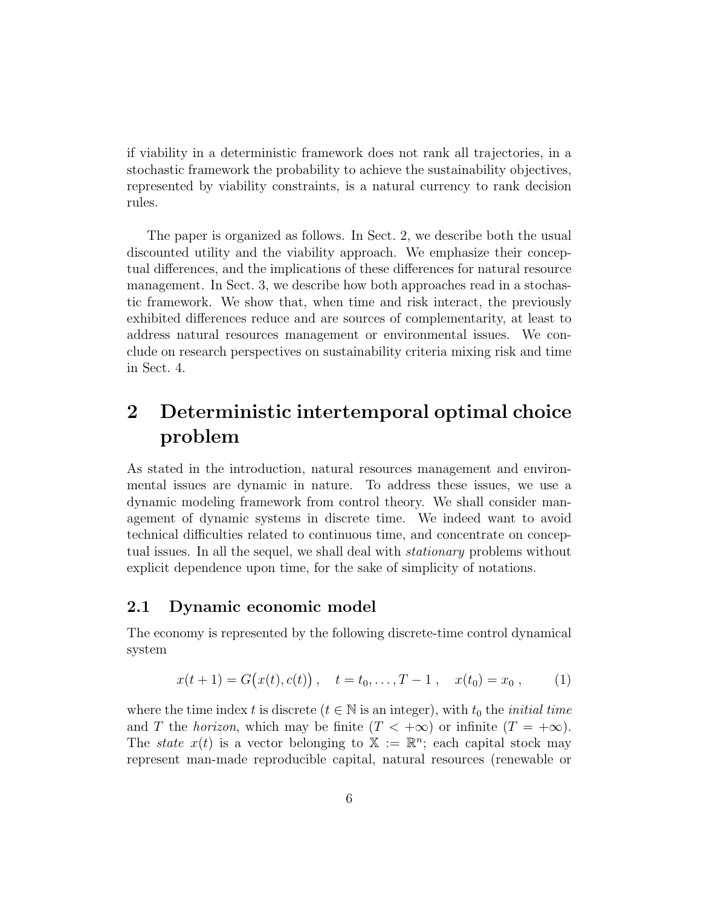if viability in a deterministic framework does not rank all trajectories, in a stochastic framework the probability to achieve the sustainability objectives, represented by viability constraints, is a natural currency to rank decision rules.

The paper is organized as follows. In Sect. 2, we describe both the usual discounted utility and the viability approach. We emphasize their conceptual differences, and the implications of these differences for natural resource management. In Sect. 3, we describe how both approaches read in a stochastic framework. We show that, when time and risk interact, the previously exhibited differences reduce and are sources of complementarity, at least to address natural resources management or environmental issues. We conclude on research perspectives on sustainability criteria mixing risk and time in Sect. 4.

# 2 Deterministic intertemporal optimal choice problem

As stated in the introduction, natural resources management and environmental issues are dynamic in nature. To address these issues, we use a dynamic modeling framework from control theory. We shall consider management of dynamic systems in discrete time. We indeed want to avoid technical difficulties related to continuous time, and concentrate on conceptual issues. In all the sequel, we shall deal with *stationary* problems without explicit dependence upon time, for the sake of simplicity of notations.

## 2.1 Dynamic economic model

The economy is represented by the following discrete-time control dynamical system

$$x(t+1) = G\big(x(t), c(t)\big) \,, \quad t = t_0, \ldots, T-1 \,, \quad x(t_0) = x_0 \,, \tag{1}$$

where the time index $t$ is discrete ($t \in \mathbb{N}$ is an integer), with $t_0$ the *initial time* and $T$ the *horizon*, which may be finite ($T < +\infty$) or infinite ($T = +\infty$). The *state* $x(t)$ is a vector belonging to $\mathbb{X} := \mathbb{R}^n$; each capital stock may represent man-made reproducible capital, natural resources (renewable or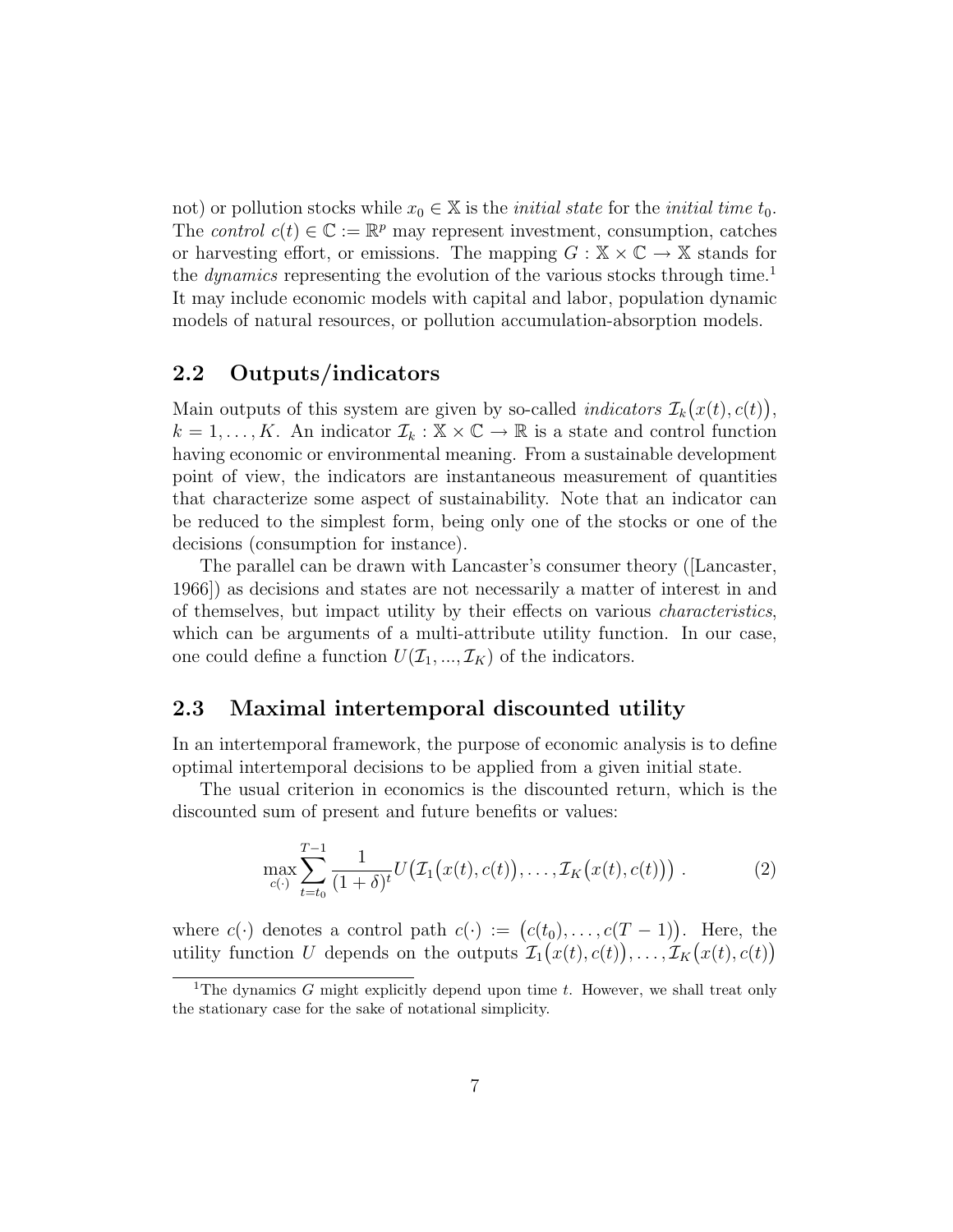not) or pollution stocks while $x_0 \in \mathbb{X}$ is the *initial state* for the *initial time* $t_0$. The *control* $c(t) \in \mathbb{C} := \mathbb{R}^p$ may represent investment, consumption, catches or harvesting effort, or emissions. The mapping $G : \mathbb{X} \times \mathbb{C} \to \mathbb{X}$ stands for the *dynamics* representing the evolution of the various stocks through time.[1] It may include economic models with capital and labor, population dynamic models of natural resources, or pollution accumulation-absorption models.

## 2.2 Outputs/indicators

Main outputs of this system are given by so-called *indicators* $\mathcal{I}_k\big(x(t), c(t)\big)$, $k = 1, \dots, K$. An indicator $\mathcal{I}_k : \mathbb{X} \times \mathbb{C} \to \mathbb{R}$ is a state and control function having economic or environmental meaning. From a sustainable development point of view, the indicators are instantaneous measurement of quantities that characterize some aspect of sustainability. Note that an indicator can be reduced to the simplest form, being only one of the stocks or one of the decisions (consumption for instance).

The parallel can be drawn with Lancaster's consumer theory ([Lancaster, 1966]) as decisions and states are not necessarily a matter of interest in and of themselves, but impact utility by their effects on various *characteristics*, which can be arguments of a multi-attribute utility function. In our case, one could define a function $U(\mathcal{I}_1, ..., \mathcal{I}_K)$ of the indicators.

## 2.3 Maximal intertemporal discounted utility

In an intertemporal framework, the purpose of economic analysis is to define optimal intertemporal decisions to be applied from a given initial state.

The usual criterion in economics is the discounted return, which is the discounted sum of present and future benefits or values:

$$\max_{c(\cdot)} \sum_{t=t_0}^{T-1} \frac{1}{(1+\delta)^t} U\Big(\mathcal{I}_1\big(x(t), c(t)\big), \dots, \mathcal{I}_K\big(x(t), c(t)\big)\Big) \ . \tag{2}$$

where $c(\cdot)$ denotes a control path $c(\cdot) := \big(c(t_0), \dots, c(T-1)\big)$. Here, the utility function $U$ depends on the outputs $\mathcal{I}_1\big(x(t), c(t)\big), \dots, \mathcal{I}_K\big(x(t), c(t)\big)$

[1] The dynamics $G$ might explicitly depend upon time $t$. However, we shall treat only the stationary case for the sake of notational simplicity.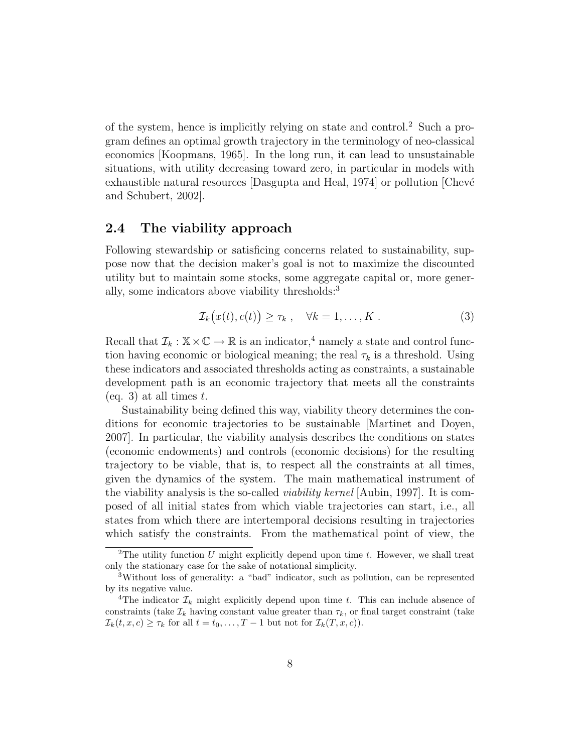of the system, hence is implicitly relying on state and control.[2] Such a program defines an optimal growth trajectory in the terminology of neo-classical economics [Koopmans, 1965]. In the long run, it can lead to unsustainable situations, with utility decreasing toward zero, in particular in models with exhaustible natural resources [Dasgupta and Heal, 1974] or pollution [Chevé and Schubert, 2002].

## 2.4 The viability approach

Following stewardship or satisficing concerns related to sustainability, suppose now that the decision maker's goal is not to maximize the discounted utility but to maintain some stocks, some aggregate capital or, more generally, some indicators above viability thresholds:[3]

$$\mathcal{I}_k\big(x(t), c(t)\big) \geq \tau_k \;, \quad \forall k = 1, \ldots, K \;. \tag{3}$$

Recall that $\mathcal{I}_k : \mathbb{X} \times \mathbb{C} \to \mathbb{R}$ is an indicator,[4] namely a state and control function having economic or biological meaning; the real $\tau_k$ is a threshold. Using these indicators and associated thresholds acting as constraints, a sustainable development path is an economic trajectory that meets all the constraints (eq. 3) at all times $t$.

Sustainability being defined this way, viability theory determines the conditions for economic trajectories to be sustainable [Martinet and Doyen, 2007]. In particular, the viability analysis describes the conditions on states (economic endowments) and controls (economic decisions) for the resulting trajectory to be viable, that is, to respect all the constraints at all times, given the dynamics of the system. The main mathematical instrument of the viability analysis is the so-called *viability kernel* [Aubin, 1997]. It is composed of all initial states from which viable trajectories can start, i.e., all states from which there are intertemporal decisions resulting in trajectories which satisfy the constraints. From the mathematical point of view, the

[2] The utility function $U$ might explicitly depend upon time $t$. However, we shall treat only the stationary case for the sake of notational simplicity.

[3] Without loss of generality: a "bad" indicator, such as pollution, can be represented by its negative value.

[4] The indicator $\mathcal{I}_k$ might explicitly depend upon time $t$. This can include absence of constraints (take $\mathcal{I}_k$ having constant value greater than $\tau_k$, or final target constraint (take $\mathcal{I}_k(t, x, c) \geq \tau_k$ for all $t = t_0, \ldots, T-1$ but not for $\mathcal{I}_k(T, x, c)$).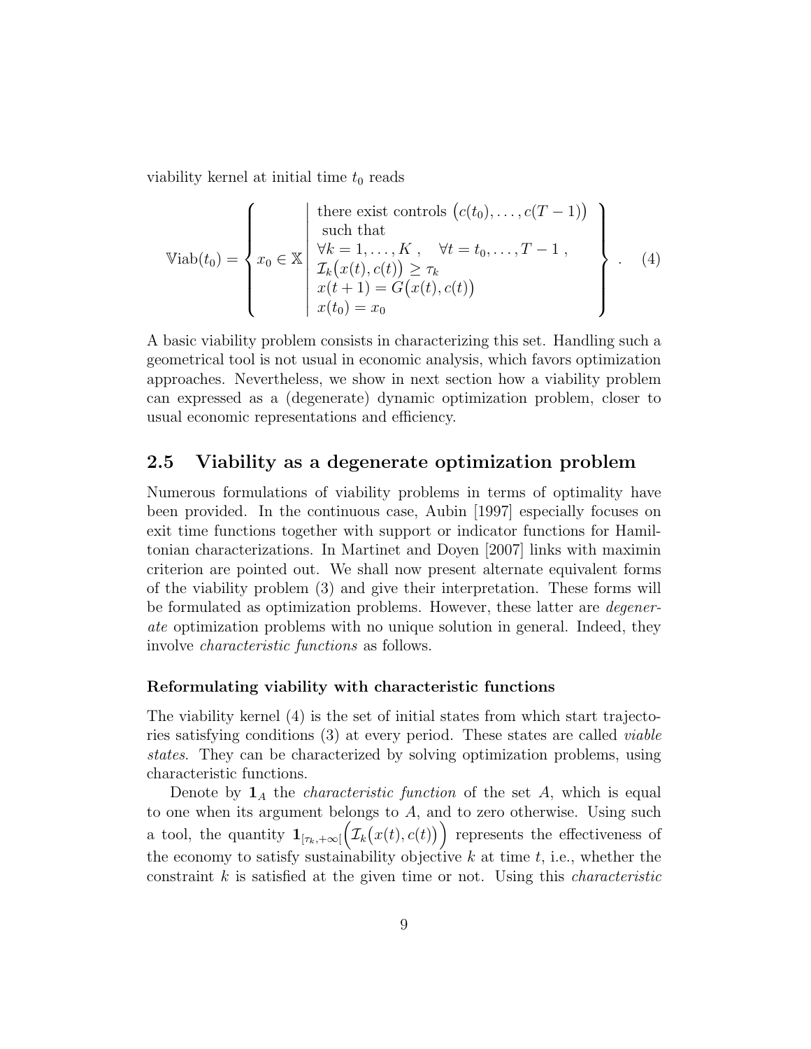viability kernel at initial time $t_0$ reads

$$
\mathbb{V}\text{iab}(t_0) = \left\{ x_0 \in \mathbb{X} \;\middle|\; \begin{array}{l} \text{there exist controls } \big(c(t_0), \ldots, c(T-1)\big) \\ \text{ such that} \\ \forall k = 1, \ldots, K \, , \quad \forall t = t_0, \ldots, T-1 \, , \\ \mathcal{I}_k\big(x(t), c(t)\big) \geq \tau_k \\ x(t+1) = G\big(x(t), c(t)\big) \\ x(t_0) = x_0 \end{array} \right\} . \qquad (4)
$$

A basic viability problem consists in characterizing this set. Handling such a geometrical tool is not usual in economic analysis, which favors optimization approaches. Nevertheless, we show in next section how a viability problem can expressed as a (degenerate) dynamic optimization problem, closer to usual economic representations and efficiency.

## 2.5 Viability as a degenerate optimization problem

Numerous formulations of viability problems in terms of optimality have been provided. In the continuous case, Aubin [1997] especially focuses on exit time functions together with support or indicator functions for Hamiltonian characterizations. In Martinet and Doyen [2007] links with maximin criterion are pointed out. We shall now present alternate equivalent forms of the viability problem (3) and give their interpretation. These forms will be formulated as optimization problems. However, these latter are *degenerate* optimization problems with no unique solution in general. Indeed, they involve *characteristic functions* as follows.

### Reformulating viability with characteristic functions

The viability kernel (4) is the set of initial states from which start trajectories satisfying conditions (3) at every period. These states are called *viable states*. They can be characterized by solving optimization problems, using characteristic functions.

Denote by $\mathbf{1}_A$ the *characteristic function* of the set $A$, which is equal to one when its argument belongs to $A$, and to zero otherwise. Using such a tool, the quantity $\mathbf{1}_{[\tau_k,+\infty[}\Big(\mathcal{I}_k\big(x(t), c(t)\big)\Big)$ represents the effectiveness of the economy to satisfy sustainability objective $k$ at time $t$, i.e., whether the constraint $k$ is satisfied at the given time or not. Using this *characteristic*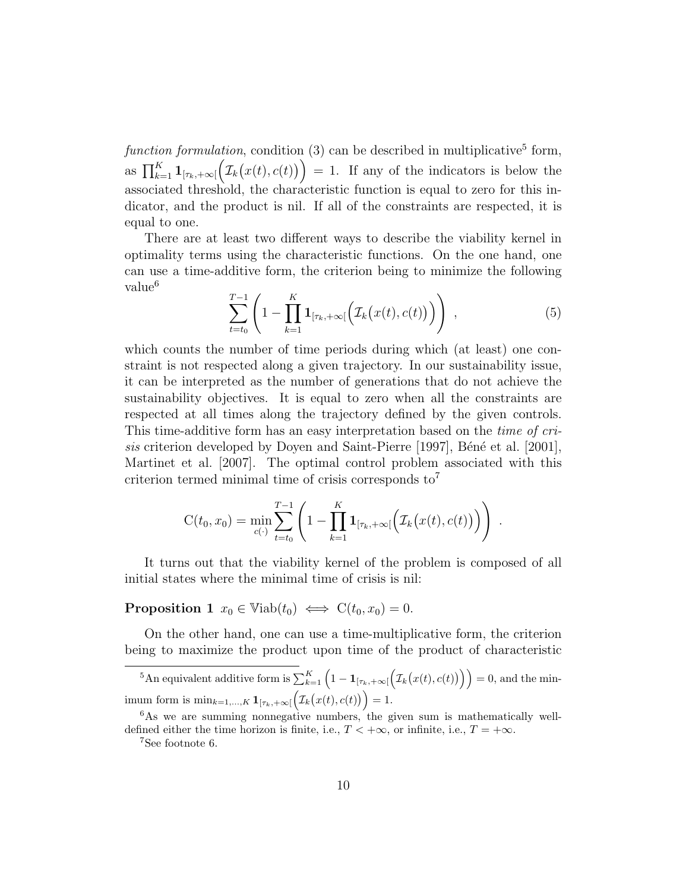*function formulation*, condition (3) can be described in multiplicative[5] form, as $\prod_{k=1}^{K} \mathbf{1}_{[\tau_k,+\infty[}\Big(\mathcal{I}_k\big(x(t),c(t)\big)\Big) = 1$. If any of the indicators is below the associated threshold, the characteristic function is equal to zero for this indicator, and the product is nil. If all of the constraints are respected, it is equal to one.

There are at least two different ways to describe the viability kernel in optimality terms using the characteristic functions. On the one hand, one can use a time-additive form, the criterion being to minimize the following value[6]

$$\sum_{t=t_0}^{T-1} \left( 1 - \prod_{k=1}^{K} \mathbf{1}_{[\tau_k,+\infty[}\Big(\mathcal{I}_k\big(x(t),c(t)\big)\Big) \right) , \tag{5}$$

which counts the number of time periods during which (at least) one constraint is not respected along a given trajectory. In our sustainability issue, it can be interpreted as the number of generations that do not achieve the sustainability objectives. It is equal to zero when all the constraints are respected at all times along the trajectory defined by the given controls. This time-additive form has an easy interpretation based on the *time of crisis* criterion developed by Doyen and Saint-Pierre [1997], Béné et al. [2001], Martinet et al. [2007]. The optimal control problem associated with this criterion termed minimal time of crisis corresponds to[7]

$$\mathrm{C}(t_0, x_0) = \min_{c(\cdot)} \sum_{t=t_0}^{T-1} \left( 1 - \prod_{k=1}^{K} \mathbf{1}_{[\tau_k,+\infty[}\Big(\mathcal{I}_k\big(x(t),c(t)\big)\Big) \right) .$$

It turns out that the viability kernel of the problem is composed of all initial states where the minimal time of crisis is nil:

**Proposition 1** $x_0 \in \mathbb{V}\mathrm{iab}(t_0) \iff \mathrm{C}(t_0, x_0) = 0.$

On the other hand, one can use a time-multiplicative form, the criterion being to maximize the product upon time of the product of characteristic

---

[5] An equivalent additive form is $\sum_{k=1}^{K} \Big(1 - \mathbf{1}_{[\tau_k,+\infty[}\Big(\mathcal{I}_k\big(x(t),c(t)\big)\Big)\Big) = 0$, and the minimum form is $\min_{k=1,\ldots,K} \mathbf{1}_{[\tau_k,+\infty[}\Big(\mathcal{I}_k\big(x(t),c(t)\big)\Big) = 1$.

[6] As we are summing nonnegative numbers, the given sum is mathematically well-defined either the time horizon is finite, i.e., $T < +\infty$, or infinite, i.e., $T = +\infty$.

[7] See footnote 6.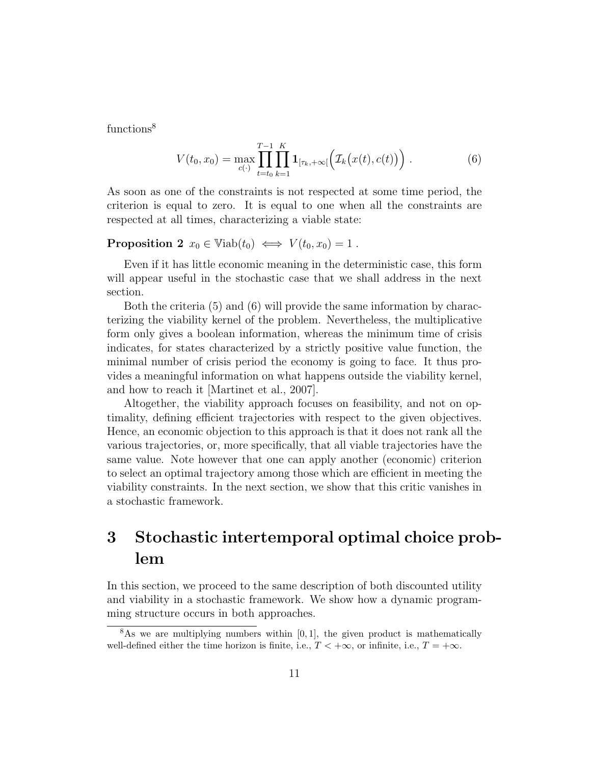functions[8]

$$V(t_0, x_0) = \max_{c(\cdot)} \prod_{t=t_0}^{T-1} \prod_{k=1}^{K} \mathbf{1}_{[\tau_k, +\infty[} \Big( \mathcal{I}_k\big(x(t), c(t)\big) \Big) \ . \tag{6}$$

As soon as one of the constraints is not respected at some time period, the criterion is equal to zero. It is equal to one when all the constraints are respected at all times, characterizing a viable state:

**Proposition 2** $x_0 \in \mathbb{V}\mathrm{iab}(t_0) \iff V(t_0, x_0) = 1$ .

Even if it has little economic meaning in the deterministic case, this form will appear useful in the stochastic case that we shall address in the next section.

Both the criteria (5) and (6) will provide the same information by characterizing the viability kernel of the problem. Nevertheless, the multiplicative form only gives a boolean information, whereas the minimum time of crisis indicates, for states characterized by a strictly positive value function, the minimal number of crisis period the economy is going to face. It thus provides a meaningful information on what happens outside the viability kernel, and how to reach it [Martinet et al., 2007].

Altogether, the viability approach focuses on feasibility, and not on optimality, defining efficient trajectories with respect to the given objectives. Hence, an economic objection to this approach is that it does not rank all the various trajectories, or, more specifically, that all viable trajectories have the same value. Note however that one can apply another (economic) criterion to select an optimal trajectory among those which are efficient in meeting the viability constraints. In the next section, we show that this critic vanishes in a stochastic framework.

# 3 Stochastic intertemporal optimal choice problem

In this section, we proceed to the same description of both discounted utility and viability in a stochastic framework. We show how a dynamic programming structure occurs in both approaches.

[8] As we are multiplying numbers within $[0, 1]$, the given product is mathematically well-defined either the time horizon is finite, i.e., $T < +\infty$, or infinite, i.e., $T = +\infty$.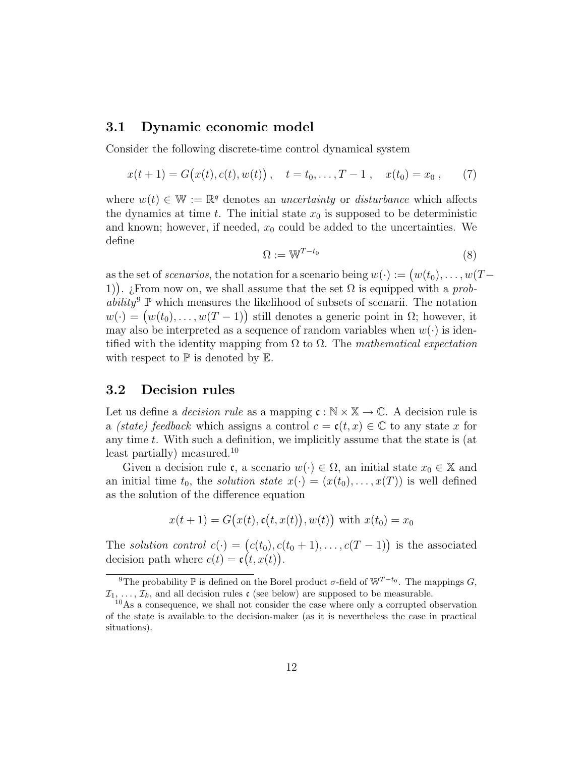### 3.1 Dynamic economic model

Consider the following discrete-time control dynamical system

$$x(t+1) = G\big(x(t), c(t), w(t)\big) , \quad t = t_0, \ldots, T-1 , \quad x(t_0) = x_0 , \qquad (7)$$

where $w(t) \in \mathbb{W} := \mathbb{R}^q$ denotes an *uncertainty* or *disturbance* which affects the dynamics at time $t$. The initial state $x_0$ is supposed to be deterministic and known; however, if needed, $x_0$ could be added to the uncertainties. We define

$$\Omega := \mathbb{W}^{T-t_0} \qquad (8)$$

as the set of *scenarios*, the notation for a scenario being $w(\cdot) := \big(w(t_0), \ldots, w(T-1)\big)$. ¿From now on, we shall assume that the set $\Omega$ is equipped with a *probability*[9] $\mathbb{P}$ which measures the likelihood of subsets of scenarii. The notation $w(\cdot) = \big(w(t_0), \ldots, w(T-1)\big)$ still denotes a generic point in $\Omega$; however, it may also be interpreted as a sequence of random variables when $w(\cdot)$ is identified with the identity mapping from $\Omega$ to $\Omega$. The *mathematical expectation* with respect to $\mathbb{P}$ is denoted by $\mathbb{E}$.

### 3.2 Decision rules

Let us define a *decision rule* as a mapping $\mathfrak{c} : \mathbb{N} \times \mathbb{X} \to \mathbb{C}$. A decision rule is a *(state) feedback* which assigns a control $c = \mathfrak{c}(t, x) \in \mathbb{C}$ to any state $x$ for any time $t$. With such a definition, we implicitly assume that the state is (at least partially) measured.[10]

Given a decision rule $\mathfrak{c}$, a scenario $w(\cdot) \in \Omega$, an initial state $x_0 \in \mathbb{X}$ and an initial time $t_0$, the *solution state* $x(\cdot) = (x(t_0), \ldots, x(T))$ is well defined as the solution of the difference equation

$$x(t+1) = G\big(x(t), \mathfrak{c}\big(t, x(t)\big), w(t)\big) \text{ with } x(t_0) = x_0$$

The *solution control* $c(\cdot) = \big(c(t_0), c(t_0+1), \ldots, c(T-1)\big)$ is the associated decision path where $c(t) = \mathfrak{c}\big(t, x(t)\big)$.

---

[9] The probability $\mathbb{P}$ is defined on the Borel product $\sigma$-field of $\mathbb{W}^{T-t_0}$. The mappings $G$, $\mathcal{I}_1, \ldots, \mathcal{I}_k$, and all decision rules $\mathfrak{c}$ (see below) are supposed to be measurable.

[10] As a consequence, we shall not consider the case where only a corrupted observation of the state is available to the decision-maker (as it is nevertheless the case in practical situations).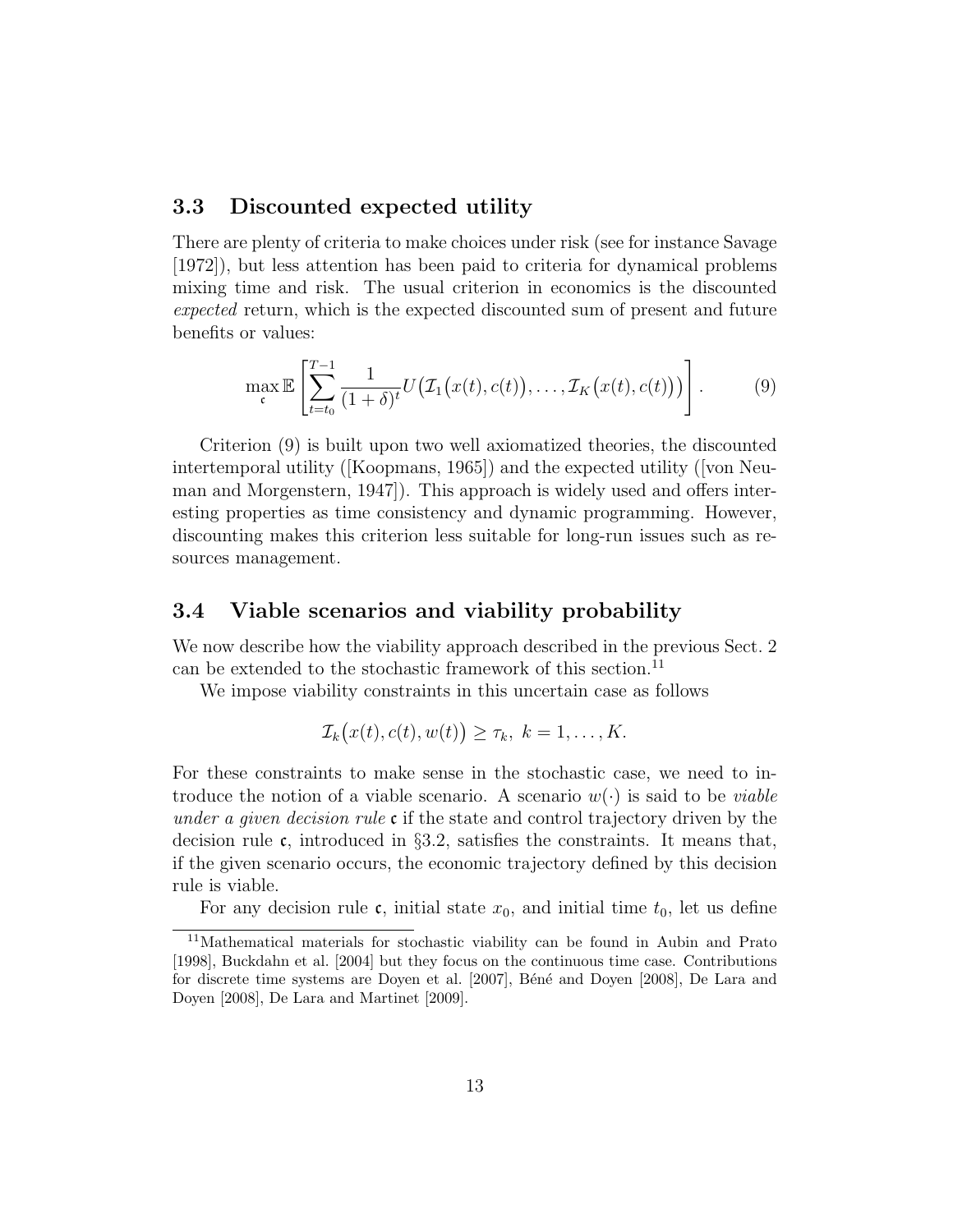## 3.3 Discounted expected utility

There are plenty of criteria to make choices under risk (see for instance Savage [1972]), but less attention has been paid to criteria for dynamical problems mixing time and risk. The usual criterion in economics is the discounted *expected* return, which is the expected discounted sum of present and future benefits or values:

$$\max_{\mathfrak{c}} \mathbb{E}\left[\sum_{t=t_0}^{T-1} \frac{1}{(1+\delta)^t} U\big(\mathcal{I}_1\big(x(t), c(t)\big), \ldots, \mathcal{I}_K\big(x(t), c(t)\big)\big)\right]. \tag{9}$$

Criterion (9) is built upon two well axiomatized theories, the discounted intertemporal utility ([Koopmans, 1965]) and the expected utility ([von Neuman and Morgenstern, 1947]). This approach is widely used and offers interesting properties as time consistency and dynamic programming. However, discounting makes this criterion less suitable for long-run issues such as resources management.

## 3.4 Viable scenarios and viability probability

We now describe how the viability approach described in the previous Sect. 2 can be extended to the stochastic framework of this section.[11]

We impose viability constraints in this uncertain case as follows

$$\mathcal{I}_k\big(x(t), c(t), w(t)\big) \geq \tau_k, \; k = 1, \ldots, K.$$

For these constraints to make sense in the stochastic case, we need to introduce the notion of a viable scenario. A scenario $w(\cdot)$ is said to be *viable under a given decision rule* $\mathfrak{c}$ if the state and control trajectory driven by the decision rule $\mathfrak{c}$, introduced in §3.2, satisfies the constraints. It means that, if the given scenario occurs, the economic trajectory defined by this decision rule is viable.

For any decision rule $\mathfrak{c}$, initial state $x_0$, and initial time $t_0$, let us define

[11] Mathematical materials for stochastic viability can be found in Aubin and Prato [1998], Buckdahn et al. [2004] but they focus on the continuous time case. Contributions for discrete time systems are Doyen et al. [2007], Béné and Doyen [2008], De Lara and Doyen [2008], De Lara and Martinet [2009].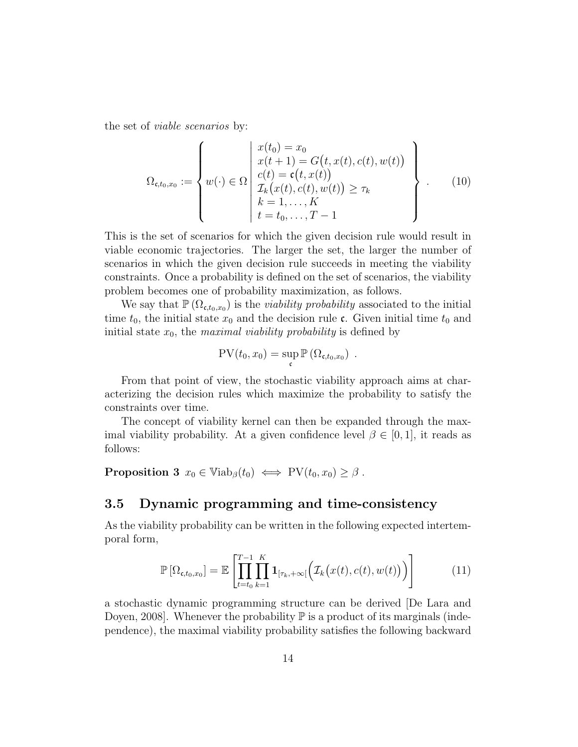the set of *viable scenarios* by:

$$
\Omega_{\mathfrak{c},t_0,x_0} := \left\{ w(\cdot) \in \Omega \;\middle|\; \begin{array}{l} x(t_0) = x_0 \\ x(t+1) = G\big(t, x(t), c(t), w(t)\big) \\ c(t) = \mathfrak{c}\big(t, x(t)\big) \\ \mathcal{I}_k\big(x(t), c(t), w(t)\big) \geq \tau_k \\ k = 1, \dots, K \\ t = t_0, \dots, T-1 \end{array} \right\} . \tag{10}
$$

This is the set of scenarios for which the given decision rule would result in viable economic trajectories. The larger the set, the larger the number of scenarios in which the given decision rule succeeds in meeting the viability constraints. Once a probability is defined on the set of scenarios, the viability problem becomes one of probability maximization, as follows.

We say that $\mathbb{P}\left(\Omega_{\mathfrak{c},t_0,x_0}\right)$ is the *viability probability* associated to the initial time $t_0$, the initial state $x_0$ and the decision rule $\mathfrak{c}$. Given initial time $t_0$ and initial state $x_0$, the *maximal viability probability* is defined by

$$
\mathrm{PV}(t_0, x_0) = \sup_{\mathfrak{c}} \mathbb{P}\left(\Omega_{\mathfrak{c},t_0,x_0}\right) .
$$

From that point of view, the stochastic viability approach aims at characterizing the decision rules which maximize the probability to satisfy the constraints over time.

The concept of viability kernel can then be expanded through the maximal viability probability. At a given confidence level $\beta \in [0,1]$, it reads as follows:

**Proposition 3** $x_0 \in \mathbb{V}\mathrm{iab}_\beta(t_0) \iff \mathrm{PV}(t_0, x_0) \geq \beta$ .

## 3.5 Dynamic programming and time-consistency

As the viability probability can be written in the following expected intertemporal form,

$$
\mathbb{P}\left[\Omega_{\mathfrak{c},t_0,x_0}\right] = \mathbb{E}\left[\prod_{t=t_0}^{T-1} \prod_{k=1}^{K} \mathbf{1}_{[\tau_k,+\infty[}\Big(\mathcal{I}_k\big(x(t), c(t), w(t)\big)\Big)\right] \tag{11}
$$

a stochastic dynamic programming structure can be derived [De Lara and Doyen, 2008]. Whenever the probability $\mathbb{P}$ is a product of its marginals (independence), the maximal viability probability satisfies the following backward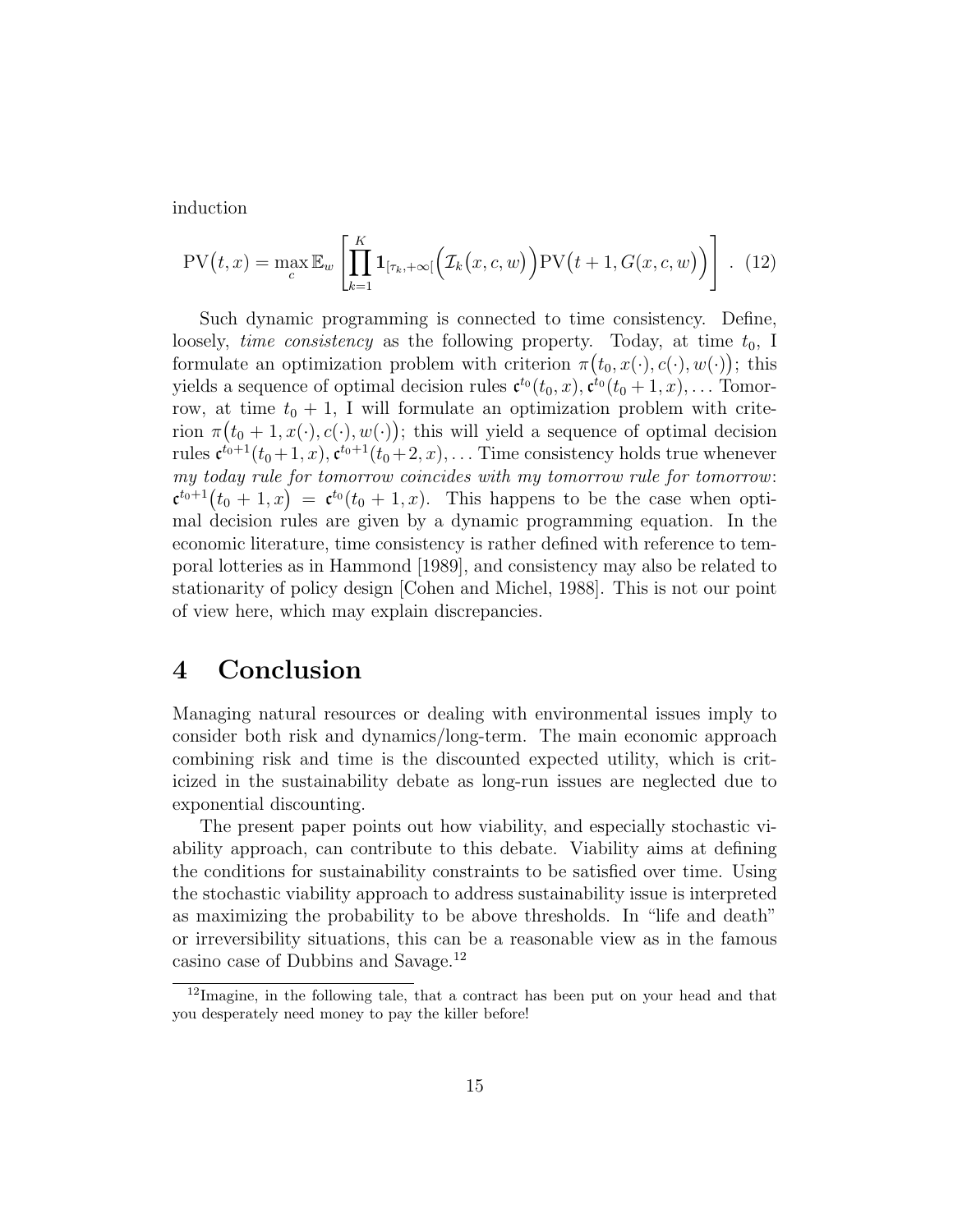induction

$$\mathrm{PV}\big(t,x\big) = \max_{c} \mathbb{E}_w \left[ \prod_{k=1}^{K} \mathbf{1}_{[\tau_k,+\infty[}\Big(\mathcal{I}_k\big(x,c,w\big)\Big) \mathrm{PV}\big(t+1, G(x,c,w)\big) \right] \; . \quad (12)$$

Such dynamic programming is connected to time consistency. Define, loosely, *time consistency* as the following property. Today, at time $t_0$, I formulate an optimization problem with criterion $\pi\big(t_0, x(\cdot), c(\cdot), w(\cdot)\big)$; this yields a sequence of optimal decision rules $\mathfrak{c}^{t_0}(t_0, x), \mathfrak{c}^{t_0}(t_0+1, x), \ldots$ Tomorrow, at time $t_0+1$, I will formulate an optimization problem with criterion $\pi\big(t_0+1, x(\cdot), c(\cdot), w(\cdot)\big)$; this will yield a sequence of optimal decision rules $\mathfrak{c}^{t_0+1}(t_0+1, x), \mathfrak{c}^{t_0+1}(t_0+2, x), \ldots$ Time consistency holds true whenever *my today rule for tomorrow coincides with my tomorrow rule for tomorrow*: $\mathfrak{c}^{t_0+1}\big(t_0+1, x\big) = \mathfrak{c}^{t_0}(t_0+1, x)$. This happens to be the case when optimal decision rules are given by a dynamic programming equation. In the economic literature, time consistency is rather defined with reference to temporal lotteries as in Hammond [1989], and consistency may also be related to stationarity of policy design [Cohen and Michel, 1988]. This is not our point of view here, which may explain discrepancies.

# 4 Conclusion

Managing natural resources or dealing with environmental issues imply to consider both risk and dynamics/long-term. The main economic approach combining risk and time is the discounted expected utility, which is criticized in the sustainability debate as long-run issues are neglected due to exponential discounting.

The present paper points out how viability, and especially stochastic viability approach, can contribute to this debate. Viability aims at defining the conditions for sustainability constraints to be satisfied over time. Using the stochastic viability approach to address sustainability issue is interpreted as maximizing the probability to be above thresholds. In "life and death" or irreversibility situations, this can be a reasonable view as in the famous casino case of Dubbins and Savage.[12]

[12] Imagine, in the following tale, that a contract has been put on your head and that you desperately need money to pay the killer before!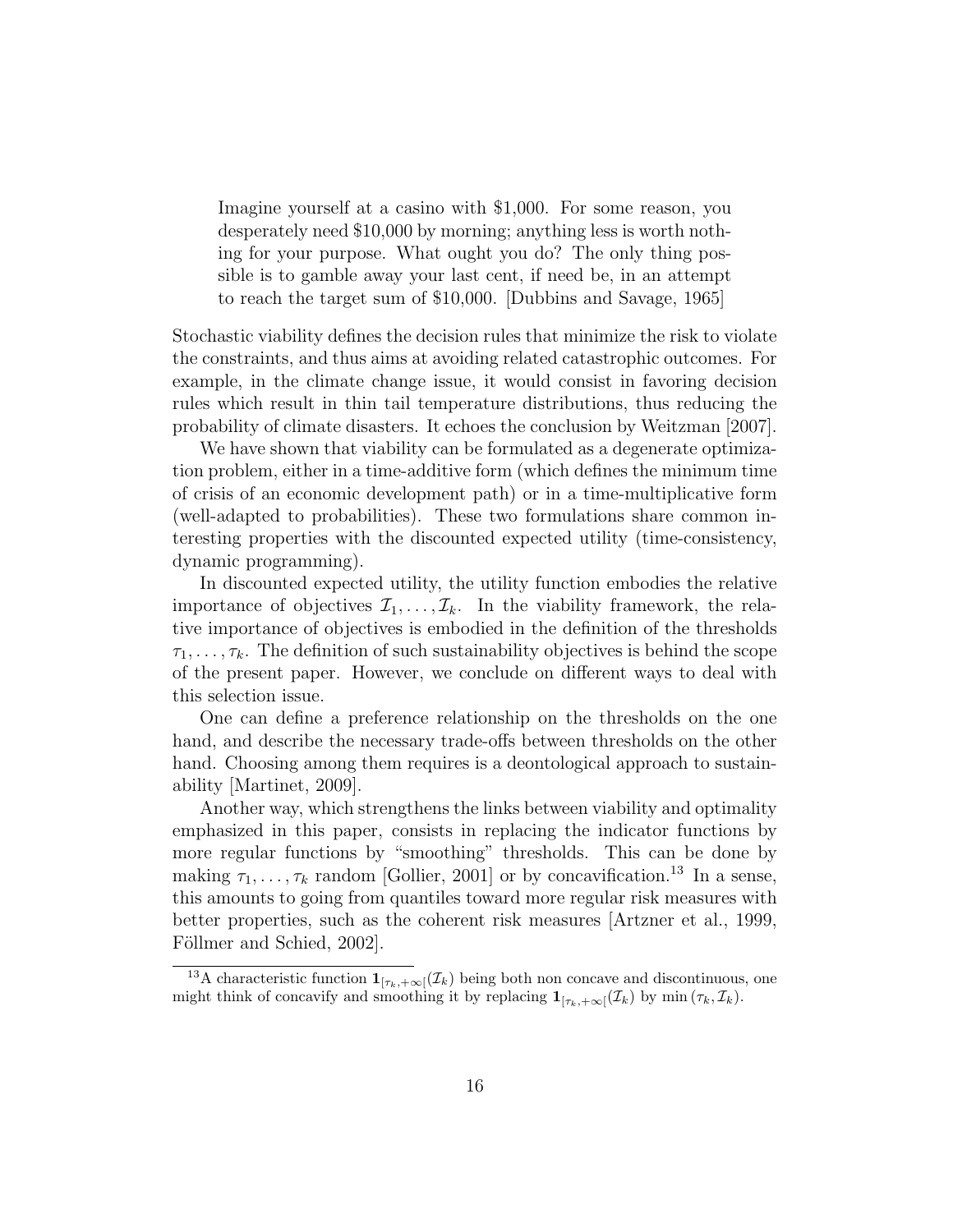> Imagine yourself at a casino with \$1,000. For some reason, you desperately need \$10,000 by morning; anything less is worth nothing for your purpose. What ought you do? The only thing possible is to gamble away your last cent, if need be, in an attempt to reach the target sum of \$10,000. [Dubbins and Savage, 1965]

Stochastic viability defines the decision rules that minimize the risk to violate the constraints, and thus aims at avoiding related catastrophic outcomes. For example, in the climate change issue, it would consist in favoring decision rules which result in thin tail temperature distributions, thus reducing the probability of climate disasters. It echoes the conclusion by Weitzman [2007].

We have shown that viability can be formulated as a degenerate optimization problem, either in a time-additive form (which defines the minimum time of crisis of an economic development path) or in a time-multiplicative form (well-adapted to probabilities). These two formulations share common interesting properties with the discounted expected utility (time-consistency, dynamic programming).

In discounted expected utility, the utility function embodies the relative importance of objectives $\mathcal{I}_1, \ldots, \mathcal{I}_k$. In the viability framework, the relative importance of objectives is embodied in the definition of the thresholds $\tau_1, \ldots, \tau_k$. The definition of such sustainability objectives is behind the scope of the present paper. However, we conclude on different ways to deal with this selection issue.

One can define a preference relationship on the thresholds on the one hand, and describe the necessary trade-offs between thresholds on the other hand. Choosing among them requires is a deontological approach to sustainability [Martinet, 2009].

Another way, which strengthens the links between viability and optimality emphasized in this paper, consists in replacing the indicator functions by more regular functions by "smoothing" thresholds. This can be done by making $\tau_1, \ldots, \tau_k$ random [Gollier, 2001] or by concavification.[13] In a sense, this amounts to going from quantiles toward more regular risk measures with better properties, such as the coherent risk measures [Artzner et al., 1999, Föllmer and Schied, 2002].

---

[13] A characteristic function $\mathbf{1}_{[\tau_k, +\infty[}(\mathcal{I}_k)$ being both non concave and discontinuous, one might think of concavify and smoothing it by replacing $\mathbf{1}_{[\tau_k, +\infty[}(\mathcal{I}_k)$ by $\min(\tau_k, \mathcal{I}_k)$.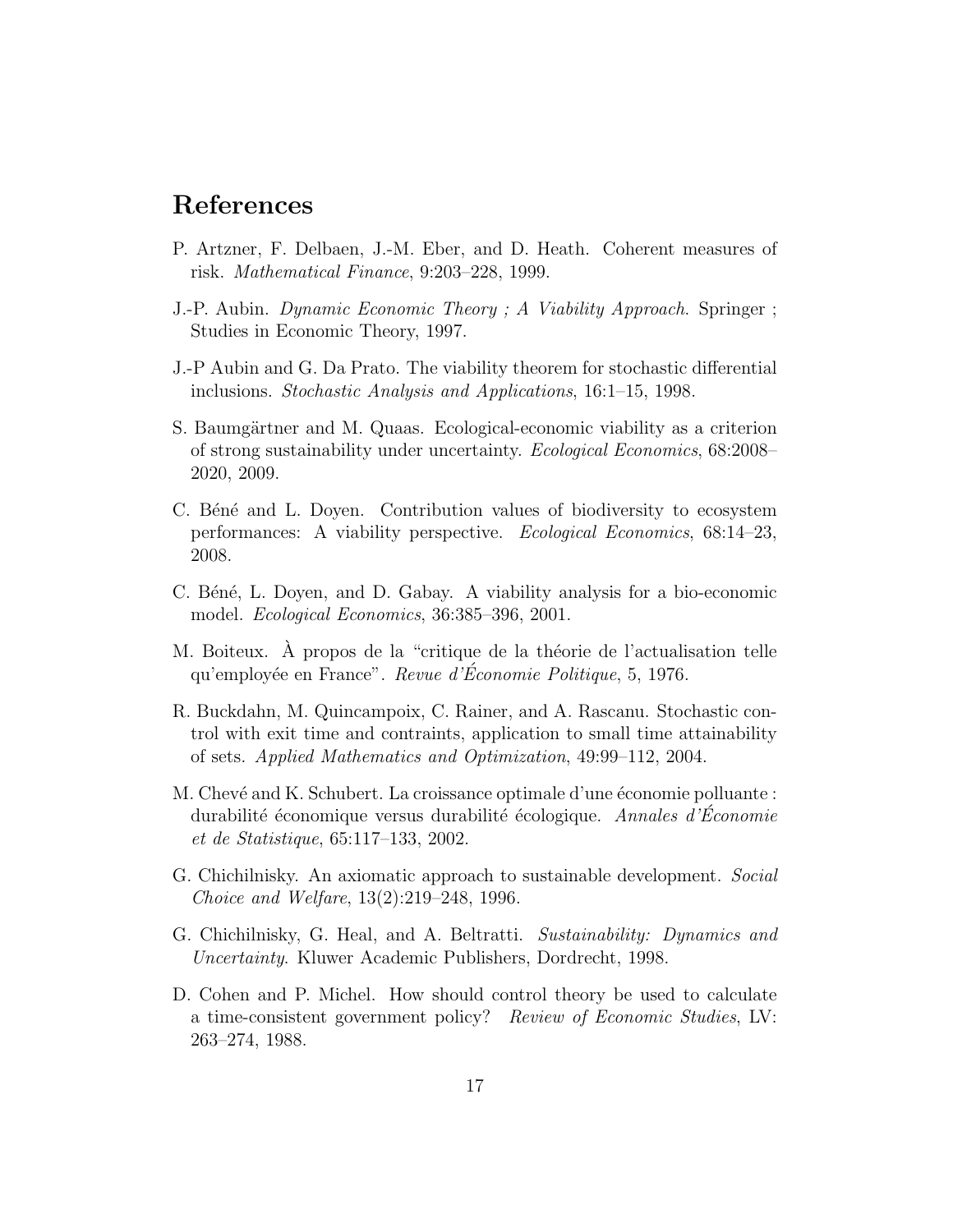# References

P. Artzner, F. Delbaen, J.-M. Eber, and D. Heath. Coherent measures of risk. *Mathematical Finance*, 9:203–228, 1999.

J.-P. Aubin. *Dynamic Economic Theory ; A Viability Approach*. Springer ; Studies in Economic Theory, 1997.

J.-P Aubin and G. Da Prato. The viability theorem for stochastic differential inclusions. *Stochastic Analysis and Applications*, 16:1–15, 1998.

S. Baumgärtner and M. Quaas. Ecological-economic viability as a criterion of strong sustainability under uncertainty. *Ecological Economics*, 68:2008–2020, 2009.

C. Béné and L. Doyen. Contribution values of biodiversity to ecosystem performances: A viability perspective. *Ecological Economics*, 68:14–23, 2008.

C. Béné, L. Doyen, and D. Gabay. A viability analysis for a bio-economic model. *Ecological Economics*, 36:385–396, 2001.

M. Boiteux. À propos de la "critique de la théorie de l'actualisation telle qu'employée en France". *Revue d'Économie Politique*, 5, 1976.

R. Buckdahn, M. Quincampoix, C. Rainer, and A. Rascanu. Stochastic control with exit time and contraints, application to small time attainability of sets. *Applied Mathematics and Optimization*, 49:99–112, 2004.

M. Chevé and K. Schubert. La croissance optimale d'une économie polluante : durabilité économique versus durabilité écologique. *Annales d'Économie et de Statistique*, 65:117–133, 2002.

G. Chichilnisky. An axiomatic approach to sustainable development. *Social Choice and Welfare*, 13(2):219–248, 1996.

G. Chichilnisky, G. Heal, and A. Beltratti. *Sustainability: Dynamics and Uncertainty*. Kluwer Academic Publishers, Dordrecht, 1998.

D. Cohen and P. Michel. How should control theory be used to calculate a time-consistent government policy? *Review of Economic Studies*, LV: 263–274, 1988.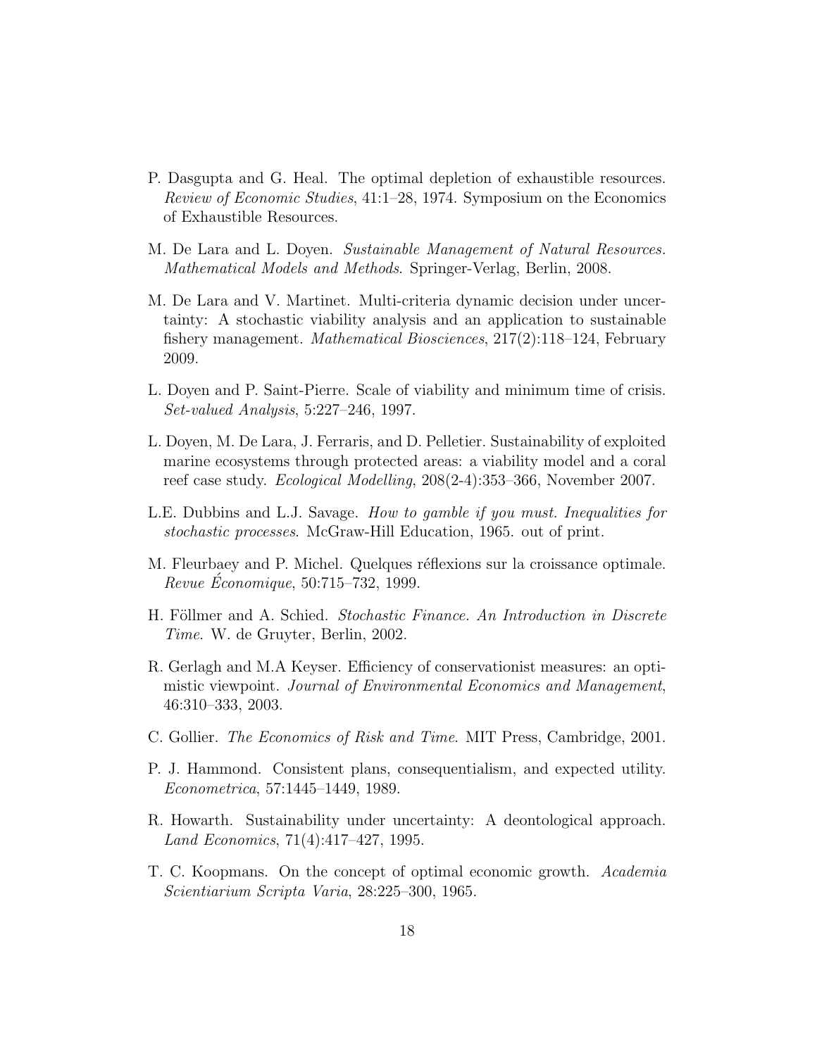P. Dasgupta and G. Heal. The optimal depletion of exhaustible resources. *Review of Economic Studies*, 41:1–28, 1974. Symposium on the Economics of Exhaustible Resources.

M. De Lara and L. Doyen. *Sustainable Management of Natural Resources. Mathematical Models and Methods*. Springer-Verlag, Berlin, 2008.

M. De Lara and V. Martinet. Multi-criteria dynamic decision under uncertainty: A stochastic viability analysis and an application to sustainable fishery management. *Mathematical Biosciences*, 217(2):118–124, February 2009.

L. Doyen and P. Saint-Pierre. Scale of viability and minimum time of crisis. *Set-valued Analysis*, 5:227–246, 1997.

L. Doyen, M. De Lara, J. Ferraris, and D. Pelletier. Sustainability of exploited marine ecosystems through protected areas: a viability model and a coral reef case study. *Ecological Modelling*, 208(2-4):353–366, November 2007.

L.E. Dubbins and L.J. Savage. *How to gamble if you must. Inequalities for stochastic processes*. McGraw-Hill Education, 1965. out of print.

M. Fleurbaey and P. Michel. Quelques réflexions sur la croissance optimale. *Revue Économique*, 50:715–732, 1999.

H. Föllmer and A. Schied. *Stochastic Finance. An Introduction in Discrete Time*. W. de Gruyter, Berlin, 2002.

R. Gerlagh and M.A Keyser. Efficiency of conservationist measures: an optimistic viewpoint. *Journal of Environmental Economics and Management*, 46:310–333, 2003.

C. Gollier. *The Economics of Risk and Time*. MIT Press, Cambridge, 2001.

P. J. Hammond. Consistent plans, consequentialism, and expected utility. *Econometrica*, 57:1445–1449, 1989.

R. Howarth. Sustainability under uncertainty: A deontological approach. *Land Economics*, 71(4):417–427, 1995.

T. C. Koopmans. On the concept of optimal economic growth. *Academia Scientiarium Scripta Varia*, 28:225–300, 1965.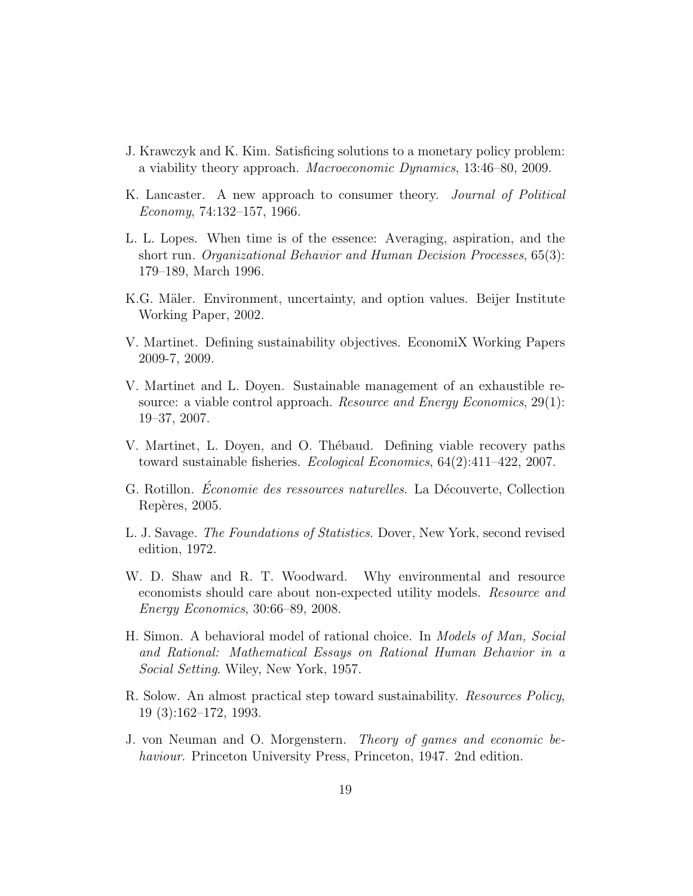J. Krawczyk and K. Kim. Satisficing solutions to a monetary policy problem: a viability theory approach. *Macroeconomic Dynamics*, 13:46–80, 2009.

K. Lancaster. A new approach to consumer theory. *Journal of Political Economy*, 74:132–157, 1966.

L. L. Lopes. When time is of the essence: Averaging, aspiration, and the short run. *Organizational Behavior and Human Decision Processes*, 65(3): 179–189, March 1996.

K.G. Mäler. Environment, uncertainty, and option values. Beijer Institute Working Paper, 2002.

V. Martinet. Defining sustainability objectives. EconomiX Working Papers 2009-7, 2009.

V. Martinet and L. Doyen. Sustainable management of an exhaustible resource: a viable control approach. *Resource and Energy Economics*, 29(1): 19–37, 2007.

V. Martinet, L. Doyen, and O. Thébaud. Defining viable recovery paths toward sustainable fisheries. *Ecological Economics*, 64(2):411–422, 2007.

G. Rotillon. *Économie des ressources naturelles*. La Découverte, Collection Repères, 2005.

L. J. Savage. *The Foundations of Statistics*. Dover, New York, second revised edition, 1972.

W. D. Shaw and R. T. Woodward. Why environmental and resource economists should care about non-expected utility models. *Resource and Energy Economics*, 30:66–89, 2008.

H. Simon. A behavioral model of rational choice. In *Models of Man, Social and Rational: Mathematical Essays on Rational Human Behavior in a Social Setting*. Wiley, New York, 1957.

R. Solow. An almost practical step toward sustainability. *Resources Policy*, 19 (3):162–172, 1993.

J. von Neuman and O. Morgenstern. *Theory of games and economic behaviour*. Princeton University Press, Princeton, 1947. 2nd edition.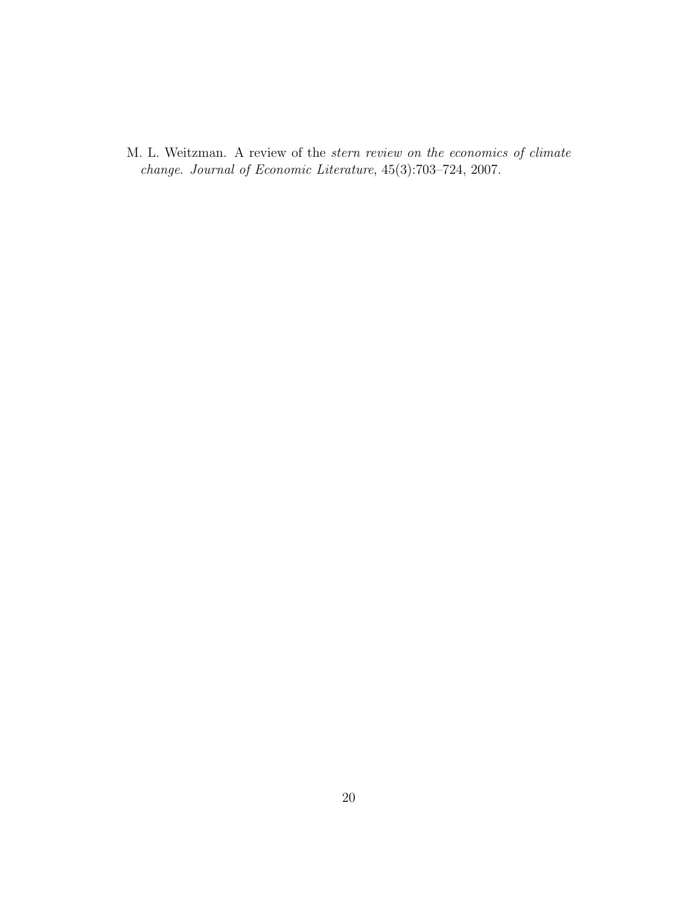M. L. Weitzman. A review of the *stern review on the economics of climate change*. *Journal of Economic Literature*, 45(3):703–724, 2007.